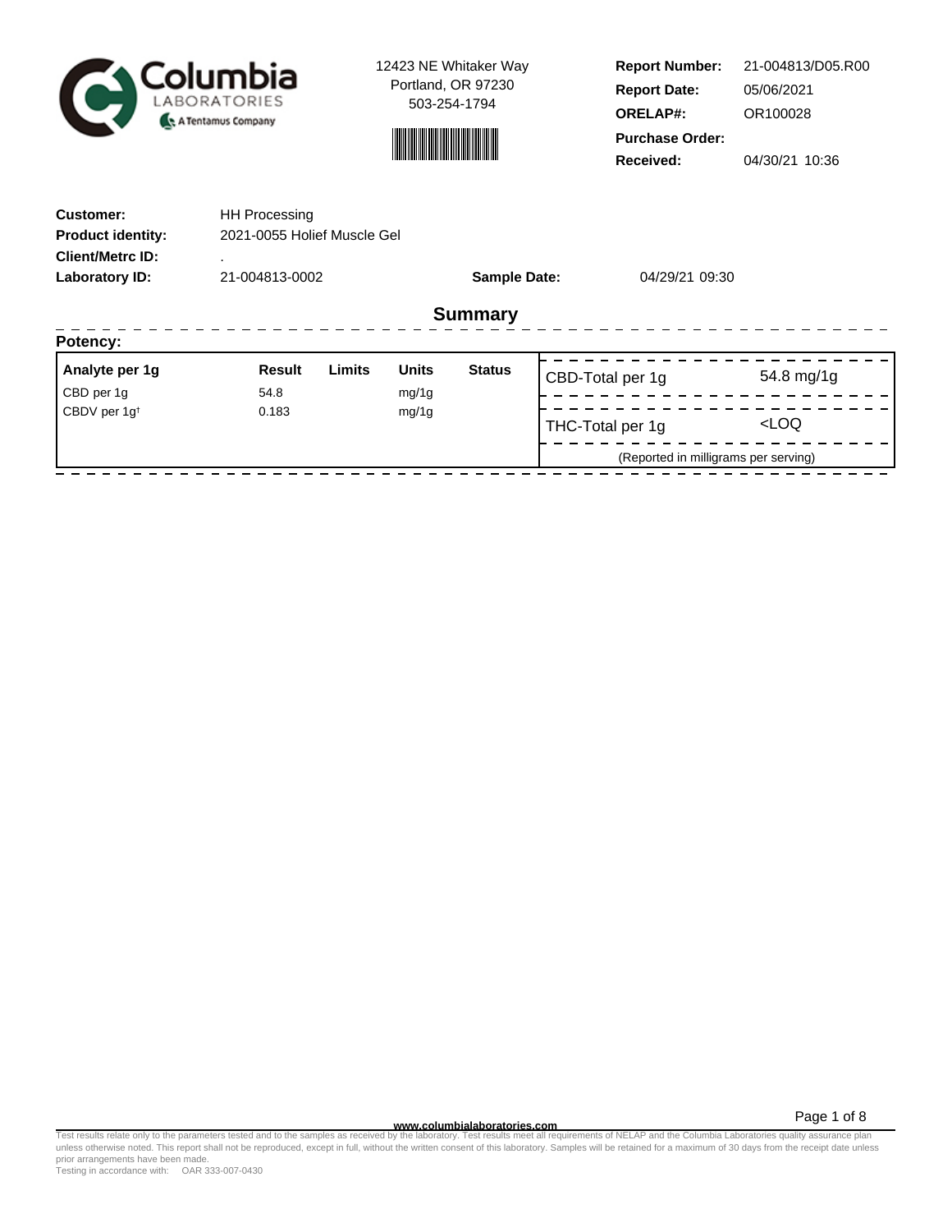**Columbia LABORATORIES**
A Tentamus Company

12423 NE Whitaker Way
Portland, OR 97230
503-254-1794

| | |
|---|---|
| **Report Number:** | 21-004813/D05.R00 |
| **Report Date:** | 05/06/2021 |
| **ORELAP#:** | OR100028 |
| **Purchase Order:** | |
| **Received:** | 04/30/21 10:36 |

| | | | |
|---|---|---|---|
| **Customer:** | HH Processing | | |
| **Product identity:** | 2021-0055 Holief Muscle Gel | | |
| **Client/Metrc ID:** | . | | |
| **Laboratory ID:** | 21-004813-0002 | **Sample Date:** | 04/29/21 09:30 |

## Summary

### Potency:

| Analyte per 1g | Result | Limits | Units | Status |
|---|---|---|---|---|
| CBD per 1g | 54.8 | | mg/1g | |
| CBDV per 1g† | 0.183 | | mg/1g | |

| | |
|---|---|
| CBD-Total per 1g | 54.8 mg/1g |
| THC-Total per 1g | <LOQ |

(Reported in milligrams per serving)

www.columbialaboratories.com

Test results relate only to the parameters tested and to the samples as received by the laboratory. Test results meet all requirements of NELAP and the Columbia Laboratories quality assurance plan unless otherwise noted. This report shall not be reproduced, except in full, without the written consent of this laboratory. Samples will be retained for a maximum of 30 days from the receipt date unless prior arrangements have been made.
Testing in accordance with: OAR 333-007-0430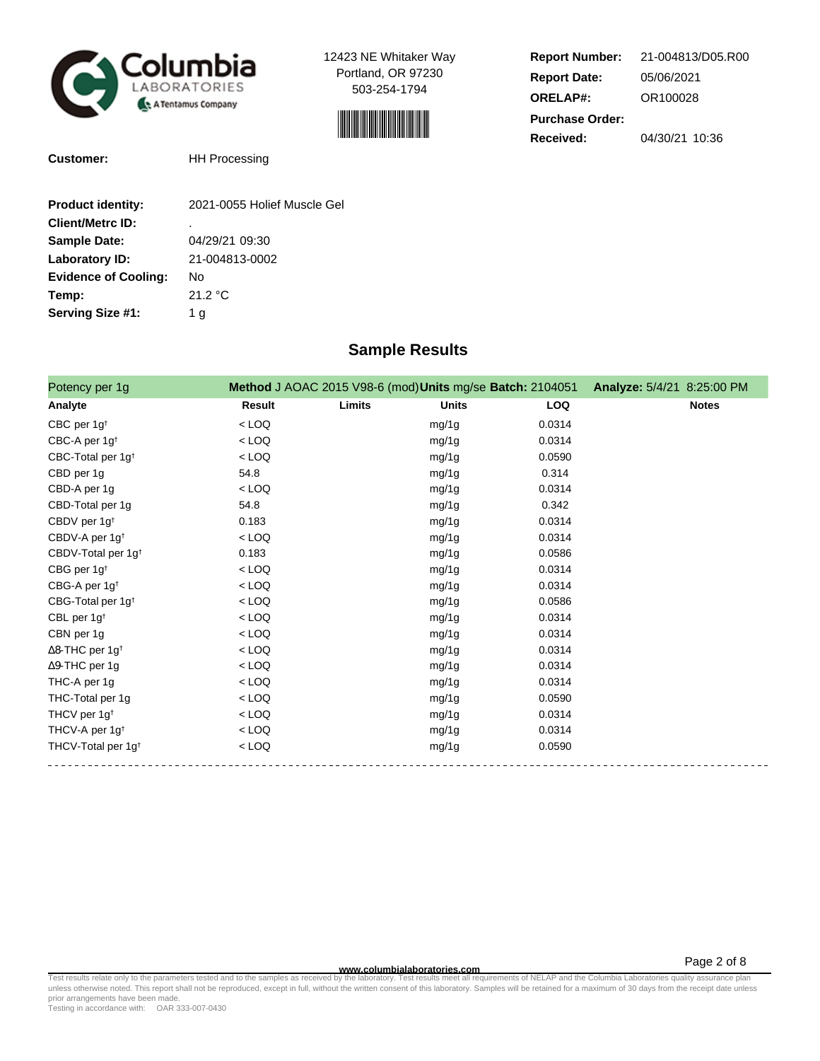Columbia LABORATORIES — A Tentamus Company

12423 NE Whitaker Way
Portland, OR 97230
503-254-1794

**Report Number:** 21-004813/D05.R00
**Report Date:** 05/06/2021
**ORELAP#:** OR100028
**Purchase Order:**
**Received:** 04/30/21 10:36

**Customer:** HH Processing

**Product identity:** 2021-0055 Holief Muscle Gel
**Client/Metrc ID:** .
**Sample Date:** 04/29/21 09:30
**Laboratory ID:** 21-004813-0002
**Evidence of Cooling:** No
**Temp:** 21.2 °C
**Serving Size #1:** 1 g

## Sample Results

Potency per 1g — **Method** J AOAC 2015 V98-6 (mod) **Units** mg/se **Batch:** 2104051 **Analyze:** 5/4/21 8:25:00 PM

| Analyte | Result | Limits | Units | LOQ | Notes |
|---|---|---|---|---|---|
| CBC per 1g† | < LOQ | | mg/1g | 0.0314 | |
| CBC-A per 1g† | < LOQ | | mg/1g | 0.0314 | |
| CBC-Total per 1g† | < LOQ | | mg/1g | 0.0590 | |
| CBD per 1g | 54.8 | | mg/1g | 0.314 | |
| CBD-A per 1g | < LOQ | | mg/1g | 0.0314 | |
| CBD-Total per 1g | 54.8 | | mg/1g | 0.342 | |
| CBDV per 1g† | 0.183 | | mg/1g | 0.0314 | |
| CBDV-A per 1g† | < LOQ | | mg/1g | 0.0314 | |
| CBDV-Total per 1g† | 0.183 | | mg/1g | 0.0586 | |
| CBG per 1g† | < LOQ | | mg/1g | 0.0314 | |
| CBG-A per 1g† | < LOQ | | mg/1g | 0.0314 | |
| CBG-Total per 1g† | < LOQ | | mg/1g | 0.0586 | |
| CBL per 1g† | < LOQ | | mg/1g | 0.0314 | |
| CBN per 1g | < LOQ | | mg/1g | 0.0314 | |
| Δ8-THC per 1g† | < LOQ | | mg/1g | 0.0314 | |
| Δ9-THC per 1g | < LOQ | | mg/1g | 0.0314 | |
| THC-A per 1g | < LOQ | | mg/1g | 0.0314 | |
| THC-Total per 1g | < LOQ | | mg/1g | 0.0590 | |
| THCV per 1g† | < LOQ | | mg/1g | 0.0314 | |
| THCV-A per 1g† | < LOQ | | mg/1g | 0.0314 | |
| THCV-Total per 1g† | < LOQ | | mg/1g | 0.0590 | |

www.columbialaboratories.com

Test results relate only to the parameters tested and to the samples as received by the laboratory. Test results meet all requirements of NELAP and the Columbia Laboratories quality assurance plan unless otherwise noted. This report shall not be reproduced, except in full, without the written consent of this laboratory. Samples will be retained for a maximum of 30 days from the receipt date unless prior arrangements have been made.
Testing in accordance with: OAR 333-007-0430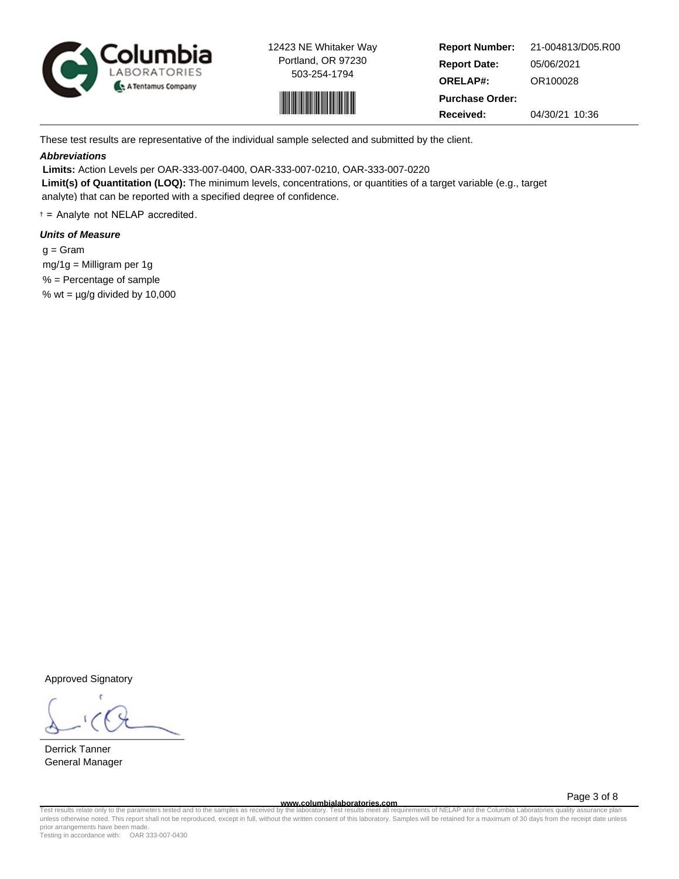12423 NE Whitaker Way
Portland, OR 97230
503-254-1794

| | |
|---|---|
| **Report Number:** | 21-004813/D05.R00 |
| **Report Date:** | 05/06/2021 |
| **ORELAP#:** | OR100028 |
| **Purchase Order:** | |
| **Received:** | 04/30/21 10:36 |

These test results are representative of the individual sample selected and submitted by the client.

***Abbreviations***

**Limits:** Action Levels per OAR-333-007-0400, OAR-333-007-0210, OAR-333-007-0220

**Limit(s) of Quantitation (LOQ):** The minimum levels, concentrations, or quantities of a target variable (e.g., target analyte) that can be reported with a specified degree of confidence.

† = Analyte not NELAP accredited.

***Units of Measure***

g = Gram

mg/1g = Milligram per 1g

% = Percentage of sample

% wt = µg/g divided by 10,000

Approved Signatory

Derrick Tanner
General Manager

www.columbialaboratories.com

Test results relate only to the parameters tested and to the samples as received by the laboratory. Test results meet all requirements of NELAP and the Columbia Laboratories quality assurance plan unless otherwise noted. This report shall not be reproduced, except in full, without the written consent of this laboratory. Samples will be retained for a maximum of 30 days from the receipt date unless prior arrangements have been made.
Testing in accordance with: OAR 333-007-0430